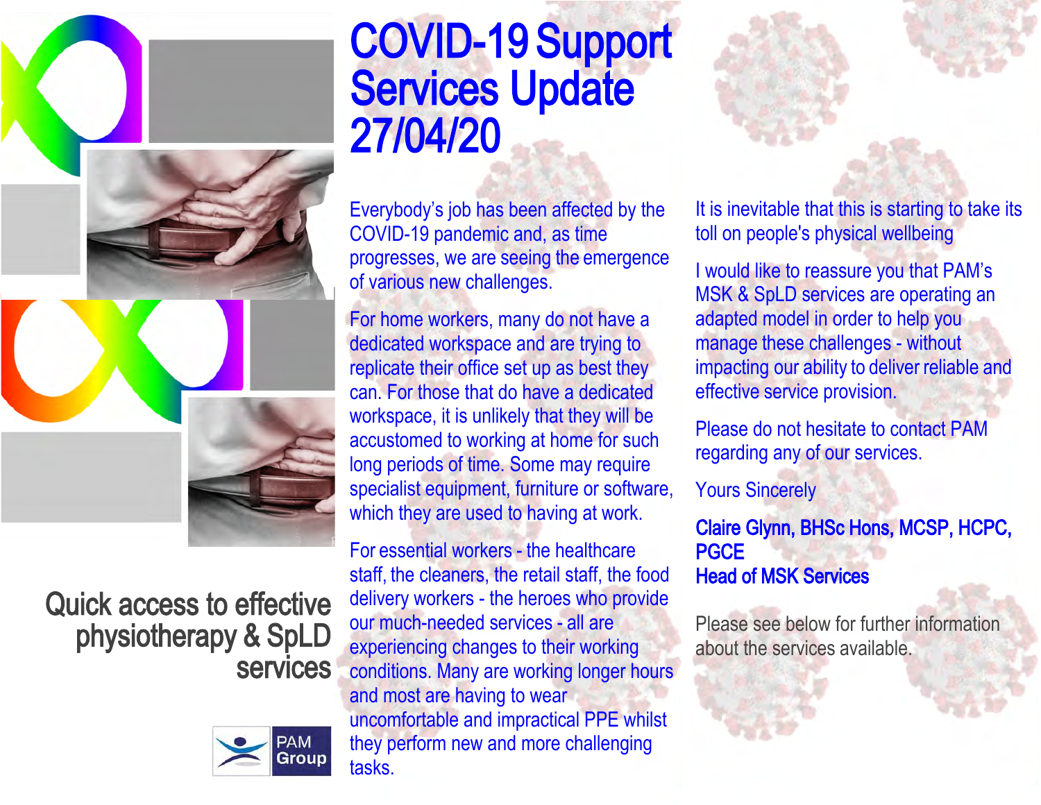# COVID-19 Support Services Update 27/04/20

Everybody's job has been affected by the COVID-19 pandemic and, as time progresses, we are seeing the emergence of various new challenges.

For home workers, many do not have a dedicated workspace and are trying to replicate their office set up as best they can. For those that do have a dedicated workspace, it is unlikely that they will be accustomed to working at home for such long periods of time. Some may require specialist equipment, furniture or software, which they are used to having at work.

For essential workers - the healthcare staff, the cleaners, the retail staff, the food delivery workers - the heroes who provide our much-needed services - all are experiencing changes to their working conditions. Many are working longer hours and most are having to wear uncomfortable and impractical PPE whilst they perform new and more challenging tasks.

It is inevitable that this is starting to take its toll on people's physical wellbeing

I would like to reassure you that PAM's MSK & SpLD services are operating an adapted model in order to help you manage these challenges - without impacting our ability to deliver reliable and effective service provision.

Please do not hesitate to contact PAM regarding any of our services.

Yours Sincerely

**Claire Glynn, BHSc Hons, MCSP, HCPC, PGCE**
**Head of MSK Services**

Please see below for further information about the services available.

## Quick access to effective physiotherapy & SpLD services

PAM Group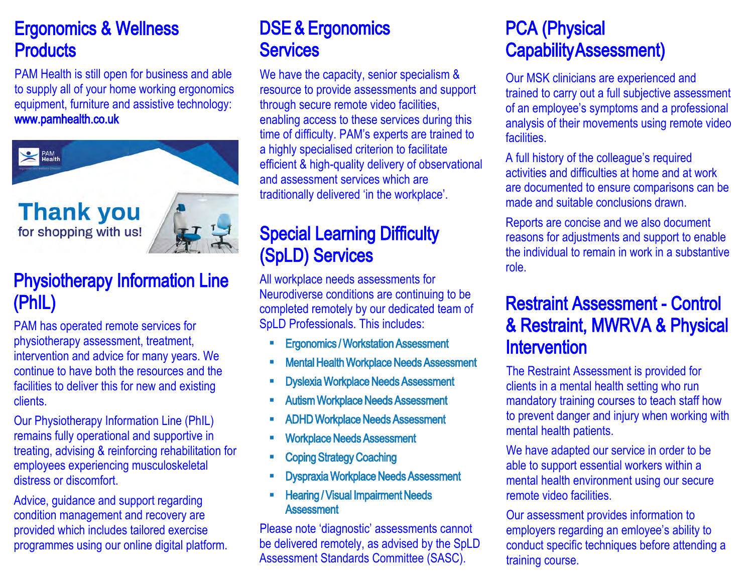## Ergonomics & Wellness Products

PAM Health is still open for business and able to supply all of your home working ergonomics equipment, furniture and assistive technology: **www.pamhealth.co.uk**

## Physiotherapy Information Line (PhIL)

PAM has operated remote services for physiotherapy assessment, treatment, intervention and advice for many years. We continue to have both the resources and the facilities to deliver this for new and existing clients.

Our Physiotherapy Information Line (PhIL) remains fully operational and supportive in treating, advising & reinforcing rehabilitation for employees experiencing musculoskeletal distress or discomfort.

Advice, guidance and support regarding condition management and recovery are provided which includes tailored exercise programmes using our online digital platform.

## DSE & Ergonomics Services

We have the capacity, senior specialism & resource to provide assessments and support through secure remote video facilities, enabling access to these services during this time of difficulty. PAM's experts are trained to a highly specialised criterion to facilitate efficient & high-quality delivery of observational and assessment services which are traditionally delivered 'in the workplace'.

## Special Learning Difficulty (SpLD) Services

All workplace needs assessments for Neurodiverse conditions are continuing to be completed remotely by our dedicated team of SpLD Professionals. This includes:

- Ergonomics / Workstation Assessment
- Mental Health Workplace Needs Assessment
- Dyslexia Workplace Needs Assessment
- Autism Workplace Needs Assessment
- ADHD Workplace Needs Assessment
- Workplace Needs Assessment
- Coping Strategy Coaching
- Dyspraxia Workplace Needs Assessment
- Hearing / Visual Impairment Needs Assessment

Please note 'diagnostic' assessments cannot be delivered remotely, as advised by the SpLD Assessment Standards Committee (SASC).

## PCA (Physical Capability Assessment)

Our MSK clinicians are experienced and trained to carry out a full subjective assessment of an employee's symptoms and a professional analysis of their movements using remote video facilities.

A full history of the colleague's required activities and difficulties at home and at work are documented to ensure comparisons can be made and suitable conclusions drawn.

Reports are concise and we also document reasons for adjustments and support to enable the individual to remain in work in a substantive role.

## Restraint Assessment - Control & Restraint, MWRVA & Physical Intervention

The Restraint Assessment is provided for clients in a mental health setting who run mandatory training courses to teach staff how to prevent danger and injury when working with mental health patients.

We have adapted our service in order to be able to support essential workers within a mental health environment using our secure remote video facilities.

Our assessment provides information to employers regarding an emloyee's ability to conduct specific techniques before attending a training course.